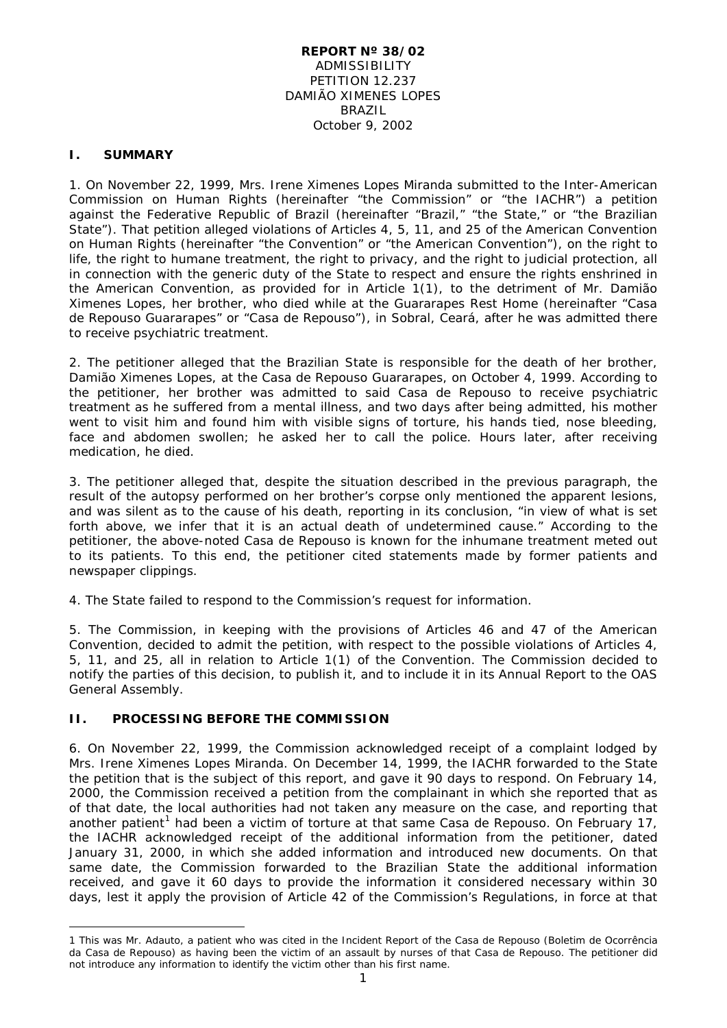**REPORT Nº 38/02**
ADMISSIBILITY
PETITION 12.237
DAMIÃO XIMENES LOPES
BRAZIL
October 9, 2002

## I. SUMMARY

1. On November 22, 1999, Mrs. Irene Ximenes Lopes Miranda submitted to the Inter-American Commission on Human Rights (hereinafter "the Commission" or "the IACHR") a petition against the Federative Republic of Brazil (hereinafter "Brazil," "the State," or "the Brazilian State"). That petition alleged violations of Articles 4, 5, 11, and 25 of the American Convention on Human Rights (hereinafter "the Convention" or "the American Convention"), on the right to life, the right to humane treatment, the right to privacy, and the right to judicial protection, all in connection with the generic duty of the State to respect and ensure the rights enshrined in the American Convention, as provided for in Article 1(1), to the detriment of Mr. Damião Ximenes Lopes, her brother, who died while at the Guararapes Rest Home (hereinafter "Casa de Repouso Guararapes" or "Casa de Repouso"), in Sobral, Ceará, after he was admitted there to receive psychiatric treatment.

2. The petitioner alleged that the Brazilian State is responsible for the death of her brother, Damião Ximenes Lopes, at the Casa de Repouso Guararapes, on October 4, 1999. According to the petitioner, her brother was admitted to said Casa de Repouso to receive psychiatric treatment as he suffered from a mental illness, and two days after being admitted, his mother went to visit him and found him with visible signs of torture, his hands tied, nose bleeding, face and abdomen swollen; he asked her to call the police. Hours later, after receiving medication, he died.

3. The petitioner alleged that, despite the situation described in the previous paragraph, the result of the autopsy performed on her brother's corpse only mentioned the apparent lesions, and was silent as to the cause of his death, reporting in its conclusion, "in view of what is set forth above, we infer that it is an actual death of undetermined cause." According to the petitioner, the above-noted Casa de Repouso is known for the inhumane treatment meted out to its patients. To this end, the petitioner cited statements made by former patients and newspaper clippings.

4. The State failed to respond to the Commission's request for information.

5. The Commission, in keeping with the provisions of Articles 46 and 47 of the American Convention, decided to admit the petition, with respect to the possible violations of Articles 4, 5, 11, and 25, all in relation to Article 1(1) of the Convention. The Commission decided to notify the parties of this decision, to publish it, and to include it in its Annual Report to the OAS General Assembly.

## II. PROCESSING BEFORE THE COMMISSION

6. On November 22, 1999, the Commission acknowledged receipt of a complaint lodged by Mrs. Irene Ximenes Lopes Miranda. On December 14, 1999, the IACHR forwarded to the State the petition that is the subject of this report, and gave it 90 days to respond. On February 14, 2000, the Commission received a petition from the complainant in which she reported that as of that date, the local authorities had not taken any measure on the case, and reporting that another patient[1] had been a victim of torture at that same Casa de Repouso. On February 17, the IACHR acknowledged receipt of the additional information from the petitioner, dated January 31, 2000, in which she added information and introduced new documents. On that same date, the Commission forwarded to the Brazilian State the additional information received, and gave it 60 days to provide the information it considered necessary within 30 days, lest it apply the provision of Article 42 of the Commission's Regulations, in force at that

---

1 This was Mr. Adauto, a patient who was cited in the Incident Report of the Casa de Repouso (Boletim de Ocorrência da Casa de Repouso) as having been the victim of an assault by nurses of that Casa de Repouso. The petitioner did not introduce any information to identify the victim other than his first name.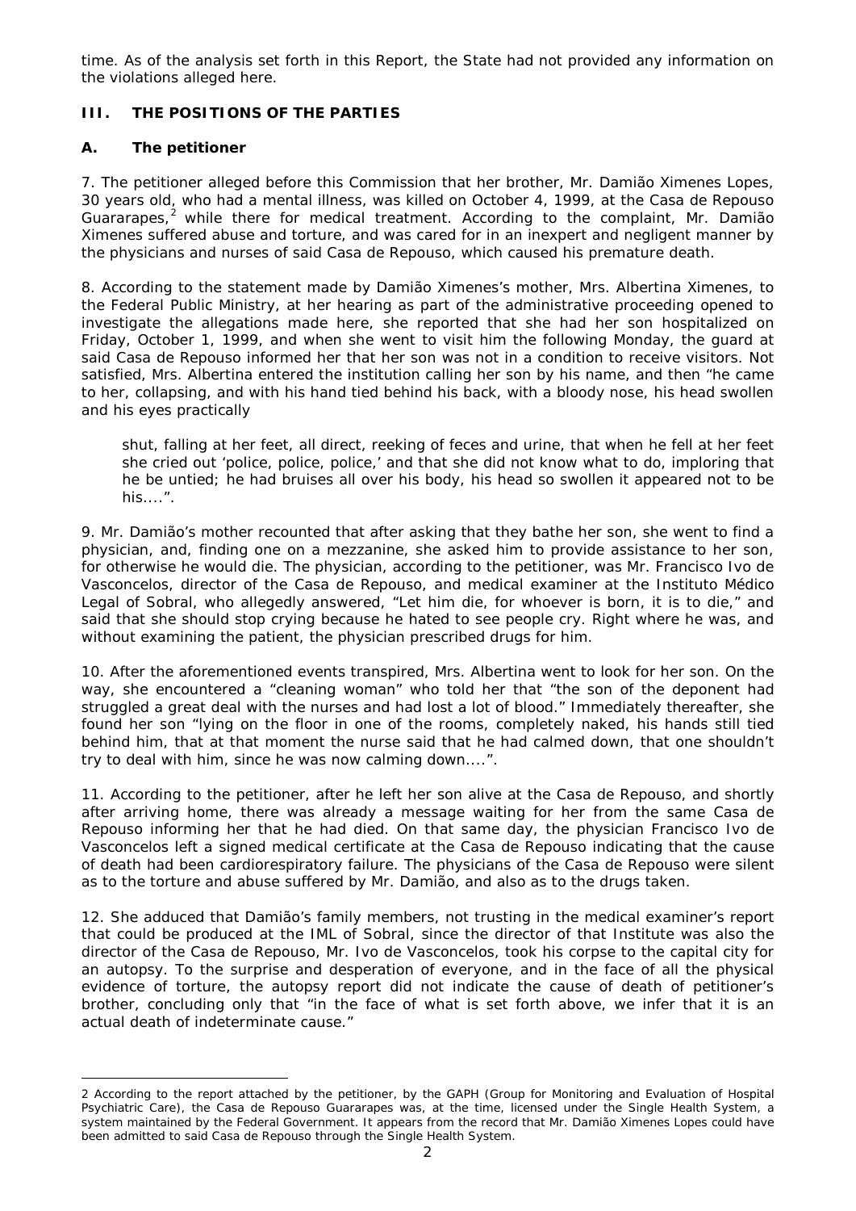time. As of the analysis set forth in this Report, the State had not provided any information on the violations alleged here.

## III. THE POSITIONS OF THE PARTIES

### A. The petitioner

7. The petitioner alleged before this Commission that her brother, Mr. Damião Ximenes Lopes, 30 years old, who had a mental illness, was killed on October 4, 1999, at the Casa de Repouso Guararapes,[2] while there for medical treatment. According to the complaint, Mr. Damião Ximenes suffered abuse and torture, and was cared for in an inexpert and negligent manner by the physicians and nurses of said Casa de Repouso, which caused his premature death.

8. According to the statement made by Damião Ximenes's mother, Mrs. Albertina Ximenes, to the Federal Public Ministry, at her hearing as part of the administrative proceeding opened to investigate the allegations made here, she reported that she had her son hospitalized on Friday, October 1, 1999, and when she went to visit him the following Monday, the guard at said Casa de Repouso informed her that her son was not in a condition to receive visitors. Not satisfied, Mrs. Albertina entered the institution calling her son by his name, and then "he came to her, collapsing, and with his hand tied behind his back, with a bloody nose, his head swollen and his eyes practically

> shut, falling at her feet, all direct, reeking of feces and urine, that when he fell at her feet she cried out 'police, police, police,' and that she did not know what to do, imploring that he be untied; he had bruises all over his body, his head so swollen it appeared not to be his....".

9. Mr. Damião's mother recounted that after asking that they bathe her son, she went to find a physician, and, finding one on a mezzanine, she asked him to provide assistance to her son, for otherwise he would die. The physician, according to the petitioner, was Mr. Francisco Ivo de Vasconcelos, director of the Casa de Repouso, and medical examiner at the Instituto Médico Legal of Sobral, who allegedly answered, "Let him die, for whoever is born, it is to die," and said that she should stop crying because he hated to see people cry. Right where he was, and without examining the patient, the physician prescribed drugs for him.

10. After the aforementioned events transpired, Mrs. Albertina went to look for her son. On the way, she encountered a "cleaning woman" who told her that "the son of the deponent had struggled a great deal with the nurses and had lost a lot of blood." Immediately thereafter, she found her son "lying on the floor in one of the rooms, completely naked, his hands still tied behind him, that at that moment the nurse said that he had calmed down, that one shouldn't try to deal with him, since he was now calming down....".

11. According to the petitioner, after he left her son alive at the Casa de Repouso, and shortly after arriving home, there was already a message waiting for her from the same Casa de Repouso informing her that he had died. On that same day, the physician Francisco Ivo de Vasconcelos left a signed medical certificate at the Casa de Repouso indicating that the cause of death had been cardiorespiratory failure. The physicians of the Casa de Repouso were silent as to the torture and abuse suffered by Mr. Damião, and also as to the drugs taken.

12. She adduced that Damião's family members, not trusting in the medical examiner's report that could be produced at the IML of Sobral, since the director of that Institute was also the director of the Casa de Repouso, Mr. Ivo de Vasconcelos, took his corpse to the capital city for an autopsy. To the surprise and desperation of everyone, and in the face of all the physical evidence of torture, the autopsy report did not indicate the cause of death of petitioner's brother, concluding only that "in the face of what is set forth above, we infer that it is an actual death of indeterminate cause."

---

2 According to the report attached by the petitioner, by the GAPH (Group for Monitoring and Evaluation of Hospital Psychiatric Care), the Casa de Repouso Guararapes was, at the time, licensed under the Single Health System, a system maintained by the Federal Government. It appears from the record that Mr. Damião Ximenes Lopes could have been admitted to said Casa de Repouso through the Single Health System.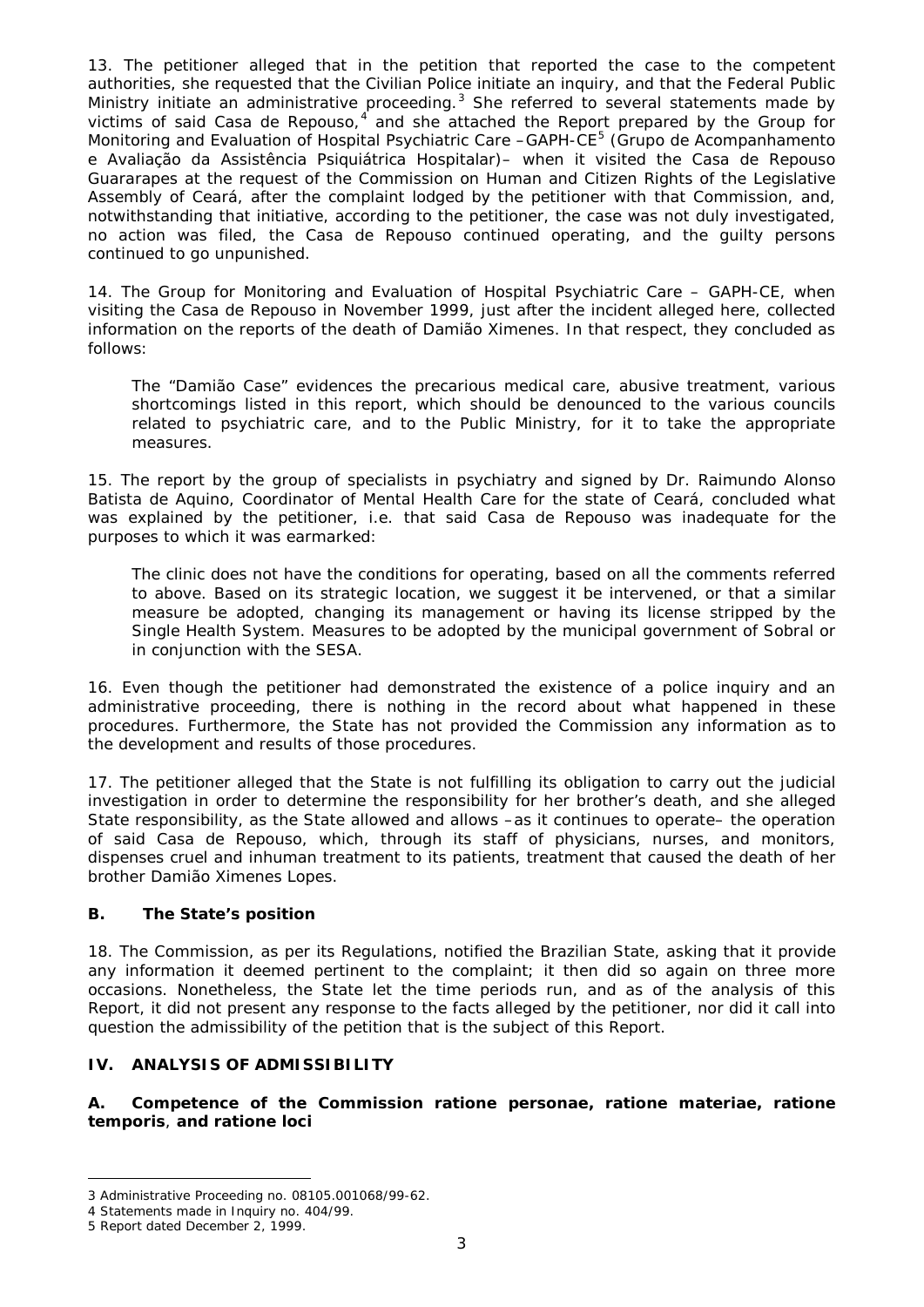13. The petitioner alleged that in the petition that reported the case to the competent authorities, she requested that the Civilian Police initiate an inquiry, and that the Federal Public Ministry initiate an administrative proceeding.[3] She referred to several statements made by victims of said Casa de Repouso,[4] and she attached the Report prepared by the Group for Monitoring and Evaluation of Hospital Psychiatric Care –GAPH-CE[5] (Grupo de Acompanhamento e Avaliação da Assistência Psiquiátrica Hospitalar)– when it visited the Casa de Repouso Guararapes at the request of the Commission on Human and Citizen Rights of the Legislative Assembly of Ceará, after the complaint lodged by the petitioner with that Commission, and, notwithstanding that initiative, according to the petitioner, the case was not duly investigated, no action was filed, the Casa de Repouso continued operating, and the guilty persons continued to go unpunished.

14. The Group for Monitoring and Evaluation of Hospital Psychiatric Care – GAPH-CE, when visiting the Casa de Repouso in November 1999, just after the incident alleged here, collected information on the reports of the death of Damião Ximenes. In that respect, they concluded as follows:

> The "Damião Case" evidences the precarious medical care, abusive treatment, various shortcomings listed in this report, which should be denounced to the various councils related to psychiatric care, and to the Public Ministry, for it to take the appropriate measures.

15. The report by the group of specialists in psychiatry and signed by Dr. Raimundo Alonso Batista de Aquino, Coordinator of Mental Health Care for the state of Ceará, concluded what was explained by the petitioner, i.e. that said Casa de Repouso was inadequate for the purposes to which it was earmarked:

> The clinic does not have the conditions for operating, based on all the comments referred to above. Based on its strategic location, we suggest it be intervened, or that a similar measure be adopted, changing its management or having its license stripped by the Single Health System. Measures to be adopted by the municipal government of Sobral or in conjunction with the SESA.

16. Even though the petitioner had demonstrated the existence of a police inquiry and an administrative proceeding, there is nothing in the record about what happened in these procedures. Furthermore, the State has not provided the Commission any information as to the development and results of those procedures.

17. The petitioner alleged that the State is not fulfilling its obligation to carry out the judicial investigation in order to determine the responsibility for her brother's death, and she alleged State responsibility, as the State allowed and allows –as it continues to operate– the operation of said Casa de Repouso, which, through its staff of physicians, nurses, and monitors, dispenses cruel and inhuman treatment to its patients, treatment that caused the death of her brother Damião Ximenes Lopes.

### B. The State's position

18. The Commission, as per its Regulations, notified the Brazilian State, asking that it provide any information it deemed pertinent to the complaint; it then did so again on three more occasions. Nonetheless, the State let the time periods run, and as of the analysis of this Report, it did not present any response to the facts alleged by the petitioner, nor did it call into question the admissibility of the petition that is the subject of this Report.

## IV. ANALYSIS OF ADMISSIBILITY

### A. Competence of the Commission ratione personae, ratione materiae, ratione temporis, and ratione loci

---

3 Administrative Proceeding no. 08105.001068/99-62.

4 Statements made in Inquiry no. 404/99.

5 Report dated December 2, 1999.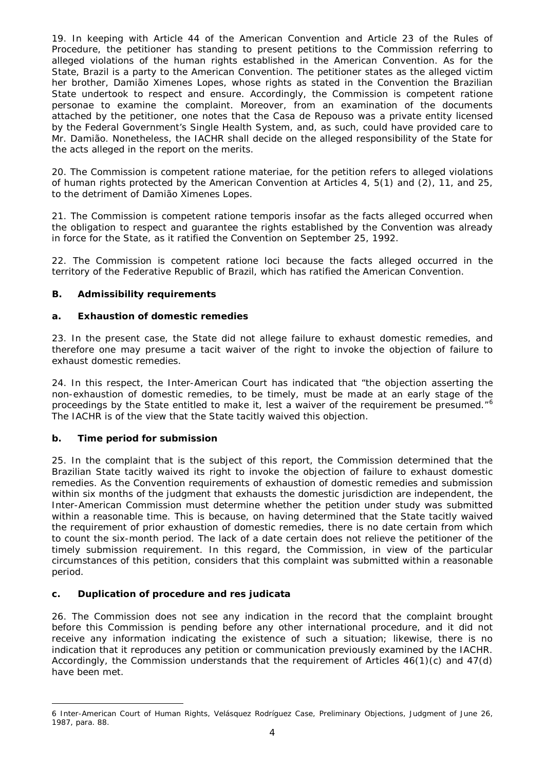19. In keeping with Article 44 of the American Convention and Article 23 of the Rules of Procedure, the petitioner has standing to present petitions to the Commission referring to alleged violations of the human rights established in the American Convention. As for the State, Brazil is a party to the American Convention. The petitioner states as the alleged victim her brother, Damião Ximenes Lopes, whose rights as stated in the Convention the Brazilian State undertook to respect and ensure. Accordingly, the Commission is competent ratione personae to examine the complaint. Moreover, from an examination of the documents attached by the petitioner, one notes that the Casa de Repouso was a private entity licensed by the Federal Government's Single Health System, and, as such, could have provided care to Mr. Damião. Nonetheless, the IACHR shall decide on the alleged responsibility of the State for the acts alleged in the report on the merits.

20. The Commission is competent ratione materiae, for the petition refers to alleged violations of human rights protected by the American Convention at Articles 4, 5(1) and (2), 11, and 25, to the detriment of Damião Ximenes Lopes.

21. The Commission is competent ratione temporis insofar as the facts alleged occurred when the obligation to respect and guarantee the rights established by the Convention was already in force for the State, as it ratified the Convention on September 25, 1992.

22. The Commission is competent ratione loci because the facts alleged occurred in the territory of the Federative Republic of Brazil, which has ratified the American Convention.

### B. Admissibility requirements

#### a. Exhaustion of domestic remedies

23. In the present case, the State did not allege failure to exhaust domestic remedies, and therefore one may presume a tacit waiver of the right to invoke the objection of failure to exhaust domestic remedies.

24. In this respect, the Inter-American Court has indicated that "the objection asserting the non-exhaustion of domestic remedies, to be timely, must be made at an early stage of the proceedings by the State entitled to make it, lest a waiver of the requirement be presumed."[6] The IACHR is of the view that the State tacitly waived this objection.

#### b. Time period for submission

25. In the complaint that is the subject of this report, the Commission determined that the Brazilian State tacitly waived its right to invoke the objection of failure to exhaust domestic remedies. As the Convention requirements of exhaustion of domestic remedies and submission within six months of the judgment that exhausts the domestic jurisdiction are independent, the Inter-American Commission must determine whether the petition under study was submitted within a reasonable time. This is because, on having determined that the State tacitly waived the requirement of prior exhaustion of domestic remedies, there is no date certain from which to count the six-month period. The lack of a date certain does not relieve the petitioner of the timely submission requirement. In this regard, the Commission, in view of the particular circumstances of this petition, considers that this complaint was submitted within a reasonable period.

#### c. Duplication of procedure and res judicata

26. The Commission does not see any indication in the record that the complaint brought before this Commission is pending before any other international procedure, and it did not receive any information indicating the existence of such a situation; likewise, there is no indication that it reproduces any petition or communication previously examined by the IACHR. Accordingly, the Commission understands that the requirement of Articles 46(1)(c) and 47(d) have been met.

---

6 Inter-American Court of Human Rights, *Velásquez Rodríguez Case, Preliminary Objections*, Judgment of June 26, 1987, para. 88.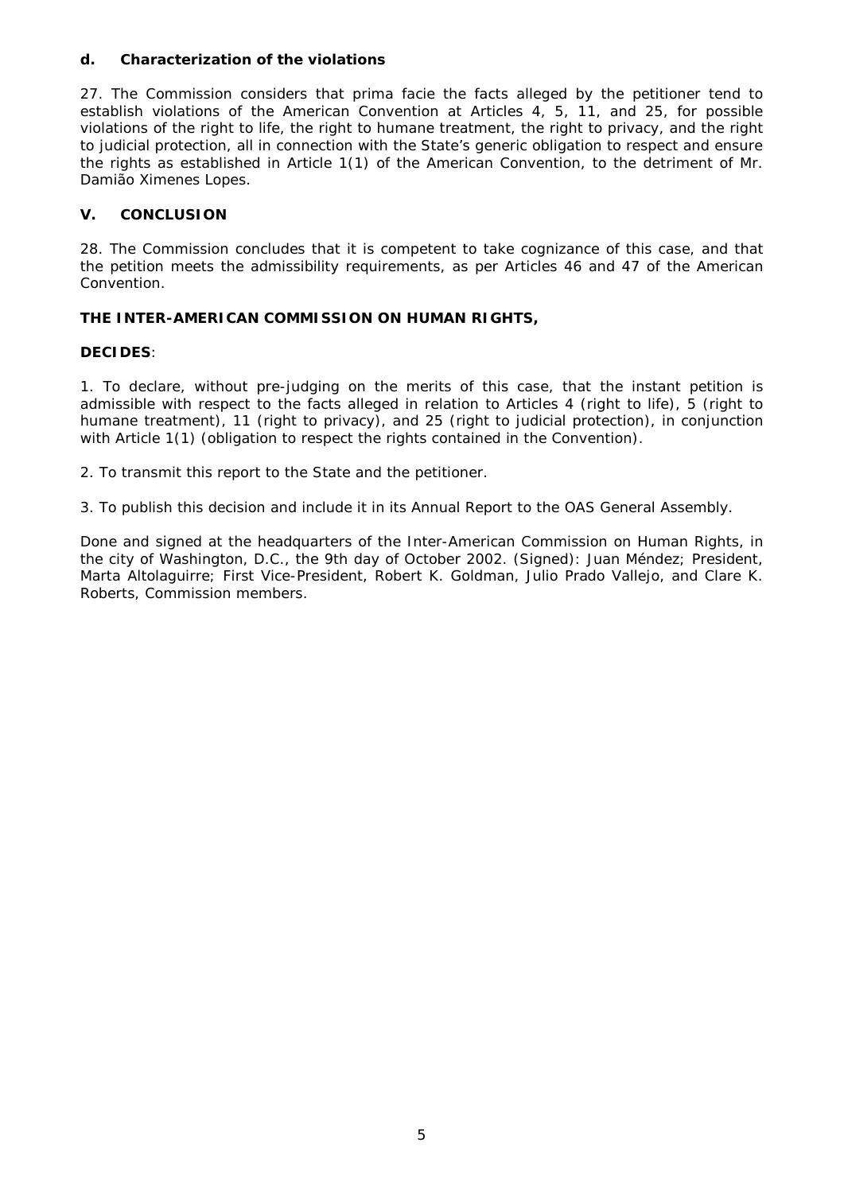### d. Characterization of the violations

27. The Commission considers that prima facie the facts alleged by the petitioner tend to establish violations of the American Convention at Articles 4, 5, 11, and 25, for possible violations of the right to life, the right to humane treatment, the right to privacy, and the right to judicial protection, all in connection with the State's generic obligation to respect and ensure the rights as established in Article 1(1) of the American Convention, to the detriment of Mr. Damião Ximenes Lopes.

## V. CONCLUSION

28. The Commission concludes that it is competent to take cognizance of this case, and that the petition meets the admissibility requirements, as per Articles 46 and 47 of the American Convention.

**THE INTER-AMERICAN COMMISSION ON HUMAN RIGHTS,**

**DECIDES**:

1. To declare, without pre-judging on the merits of this case, that the instant petition is admissible with respect to the facts alleged in relation to Articles 4 (right to life), 5 (right to humane treatment), 11 (right to privacy), and 25 (right to judicial protection), in conjunction with Article 1(1) (obligation to respect the rights contained in the Convention).

2. To transmit this report to the State and the petitioner.

3. To publish this decision and include it in its Annual Report to the OAS General Assembly.

Done and signed at the headquarters of the Inter-American Commission on Human Rights, in the city of Washington, D.C., the 9th day of October 2002. (Signed): Juan Méndez; President, Marta Altolaguirre; First Vice-President, Robert K. Goldman, Julio Prado Vallejo, and Clare K. Roberts, Commission members.